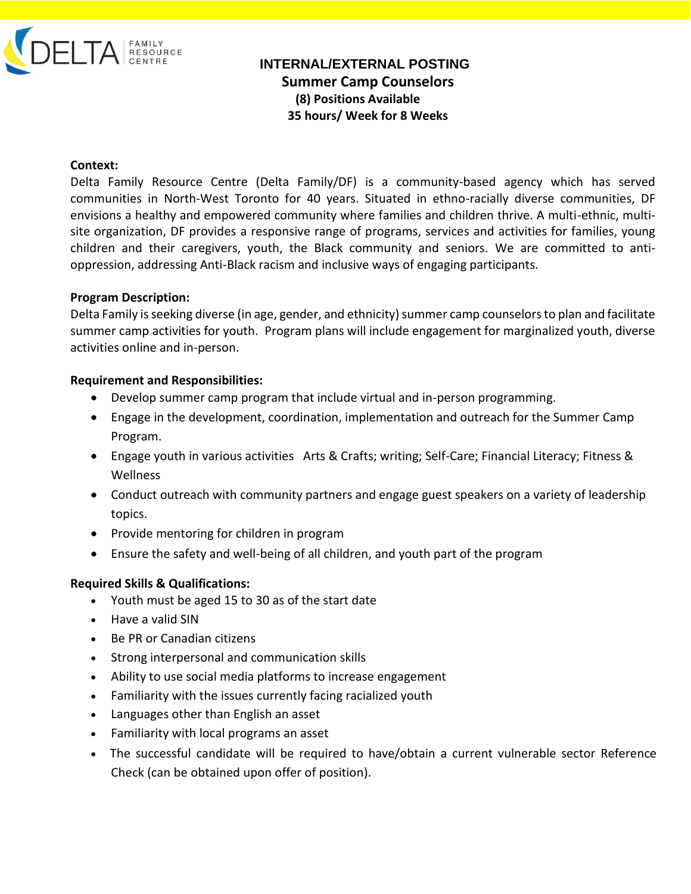DELTA FAMILY RESOURCE CENTRE

# INTERNAL/EXTERNAL POSTING

## Summer Camp Counselors

**(8) Positions Available**

**35 hours/ Week for 8 Weeks**

**Context:**

Delta Family Resource Centre (Delta Family/DF) is a community-based agency which has served communities in North-West Toronto for 40 years. Situated in ethno-racially diverse communities, DF envisions a healthy and empowered community where families and children thrive. A multi-ethnic, multi-site organization, DF provides a responsive range of programs, services and activities for families, young children and their caregivers, youth, the Black community and seniors. We are committed to anti-oppression, addressing Anti-Black racism and inclusive ways of engaging participants.

**Program Description:**

Delta Family is seeking diverse (in age, gender, and ethnicity) summer camp counselors to plan and facilitate summer camp activities for youth. Program plans will include engagement for marginalized youth, diverse activities online and in-person.

**Requirement and Responsibilities:**

- Develop summer camp program that include virtual and in-person programming.
- Engage in the development, coordination, implementation and outreach for the Summer Camp Program.
- Engage youth in various activities Arts & Crafts; writing; Self-Care; Financial Literacy; Fitness & Wellness
- Conduct outreach with community partners and engage guest speakers on a variety of leadership topics.
- Provide mentoring for children in program
- Ensure the safety and well-being of all children, and youth part of the program

**Required Skills & Qualifications:**

- Youth must be aged 15 to 30 as of the start date
- Have a valid SIN
- Be PR or Canadian citizens
- Strong interpersonal and communication skills
- Ability to use social media platforms to increase engagement
- Familiarity with the issues currently facing racialized youth
- Languages other than English an asset
- Familiarity with local programs an asset
- The successful candidate will be required to have/obtain a current vulnerable sector Reference Check (can be obtained upon offer of position).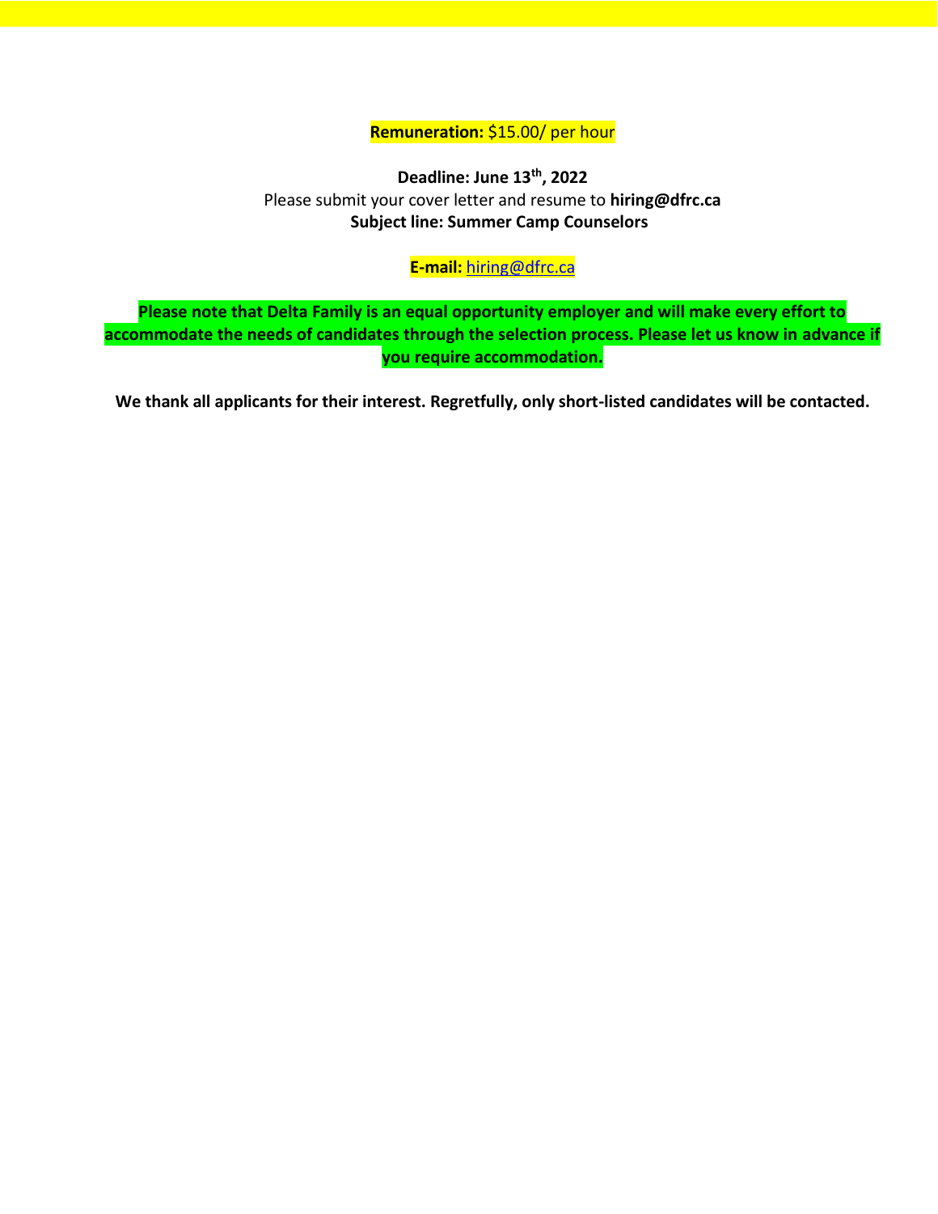**Remuneration:** $15.00/ per hour

**Deadline: June 13th, 2022**
Please submit your cover letter and resume to **hiring@dfrc.ca**
**Subject line: Summer Camp Counselors**

**E-mail:** hiring@dfrc.ca

**Please note that Delta Family is an equal opportunity employer and will make every effort to accommodate the needs of candidates through the selection process. Please let us know in advance if you require accommodation.**

**We thank all applicants for their interest. Regretfully, only short-listed candidates will be contacted.**